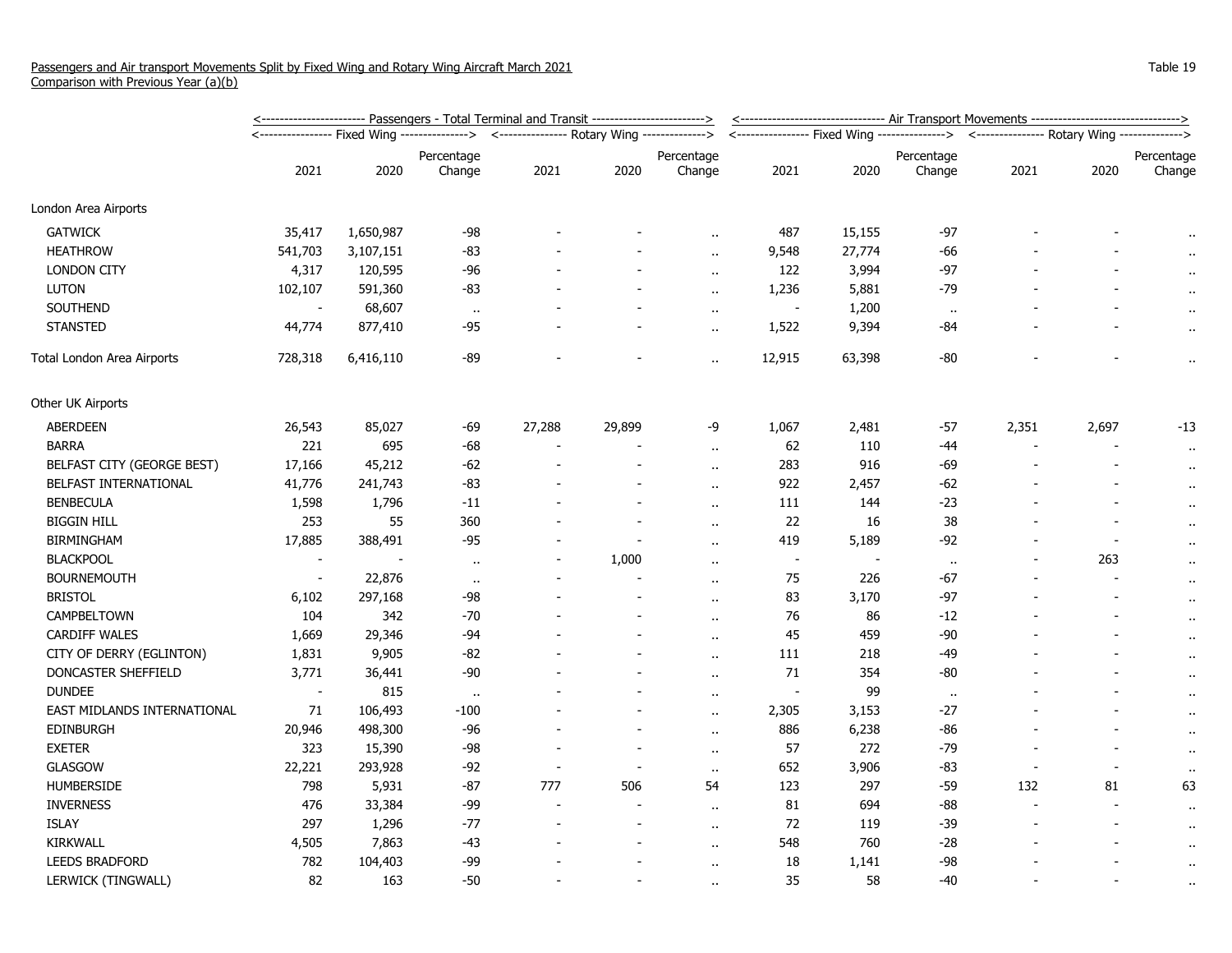Passengers and Air transport Movements Split by Fixed Wing and Rotary Wing Aircraft March 2021
Comparison with Previous Year (a)(b)

Table 19

| | Passengers - Total Terminal and Transit | | | | | | Air Transport Movements | | | | | |
|---|---|---|---|---|---|---|---|---|---|---|---|---|
| | Fixed Wing | | | Rotary Wing | | | Fixed Wing | | | Rotary Wing | | |
| | 2021 | 2020 | Percentage Change | 2021 | 2020 | Percentage Change | 2021 | 2020 | Percentage Change | 2021 | 2020 | Percentage Change |
| London Area Airports | | | | | | | | | | | | |
| GATWICK | 35,417 | 1,650,987 | -98 | - | - | .. | 487 | 15,155 | -97 | - | - | .. |
| HEATHROW | 541,703 | 3,107,151 | -83 | - | - | .. | 9,548 | 27,774 | -66 | - | - | .. |
| LONDON CITY | 4,317 | 120,595 | -96 | - | - | .. | 122 | 3,994 | -97 | - | - | .. |
| LUTON | 102,107 | 591,360 | -83 | - | - | .. | 1,236 | 5,881 | -79 | - | - | .. |
| SOUTHEND | - | 68,607 | .. | - | - | .. | - | 1,200 | .. | - | - | .. |
| STANSTED | 44,774 | 877,410 | -95 | - | - | .. | 1,522 | 9,394 | -84 | - | - | .. |
| Total London Area Airports | 728,318 | 6,416,110 | -89 | - | - | .. | 12,915 | 63,398 | -80 | - | - | .. |
| Other UK Airports | | | | | | | | | | | | |
| ABERDEEN | 26,543 | 85,027 | -69 | 27,288 | 29,899 | -9 | 1,067 | 2,481 | -57 | 2,351 | 2,697 | -13 |
| BARRA | 221 | 695 | -68 | - | - | .. | 62 | 110 | -44 | - | - | .. |
| BELFAST CITY (GEORGE BEST) | 17,166 | 45,212 | -62 | - | - | .. | 283 | 916 | -69 | - | - | .. |
| BELFAST INTERNATIONAL | 41,776 | 241,743 | -83 | - | - | .. | 922 | 2,457 | -62 | - | - | .. |
| BENBECULA | 1,598 | 1,796 | -11 | - | - | .. | 111 | 144 | -23 | - | - | .. |
| BIGGIN HILL | 253 | 55 | 360 | - | - | .. | 22 | 16 | 38 | - | - | .. |
| BIRMINGHAM | 17,885 | 388,491 | -95 | - | - | .. | 419 | 5,189 | -92 | - | - | .. |
| BLACKPOOL | - | - | .. | - | 1,000 | .. | - | - | .. | - | 263 | .. |
| BOURNEMOUTH | - | 22,876 | .. | - | - | .. | 75 | 226 | -67 | - | - | .. |
| BRISTOL | 6,102 | 297,168 | -98 | - | - | .. | 83 | 3,170 | -97 | - | - | .. |
| CAMPBELTOWN | 104 | 342 | -70 | - | - | .. | 76 | 86 | -12 | - | - | .. |
| CARDIFF WALES | 1,669 | 29,346 | -94 | - | - | .. | 45 | 459 | -90 | - | - | .. |
| CITY OF DERRY (EGLINTON) | 1,831 | 9,905 | -82 | - | - | .. | 111 | 218 | -49 | - | - | .. |
| DONCASTER SHEFFIELD | 3,771 | 36,441 | -90 | - | - | .. | 71 | 354 | -80 | - | - | .. |
| DUNDEE | - | 815 | .. | - | - | .. | - | 99 | .. | - | - | .. |
| EAST MIDLANDS INTERNATIONAL | 71 | 106,493 | -100 | - | - | .. | 2,305 | 3,153 | -27 | - | - | .. |
| EDINBURGH | 20,946 | 498,300 | -96 | - | - | .. | 886 | 6,238 | -86 | - | - | .. |
| EXETER | 323 | 15,390 | -98 | - | - | .. | 57 | 272 | -79 | - | - | .. |
| GLASGOW | 22,221 | 293,928 | -92 | - | - | .. | 652 | 3,906 | -83 | - | - | .. |
| HUMBERSIDE | 798 | 5,931 | -87 | 777 | 506 | 54 | 123 | 297 | -59 | 132 | 81 | 63 |
| INVERNESS | 476 | 33,384 | -99 | - | - | .. | 81 | 694 | -88 | - | - | .. |
| ISLAY | 297 | 1,296 | -77 | - | - | .. | 72 | 119 | -39 | - | - | .. |
| KIRKWALL | 4,505 | 7,863 | -43 | - | - | .. | 548 | 760 | -28 | - | - | .. |
| LEEDS BRADFORD | 782 | 104,403 | -99 | - | - | .. | 18 | 1,141 | -98 | - | - | .. |
| LERWICK (TINGWALL) | 82 | 163 | -50 | - | - | .. | 35 | 58 | -40 | - | - | .. |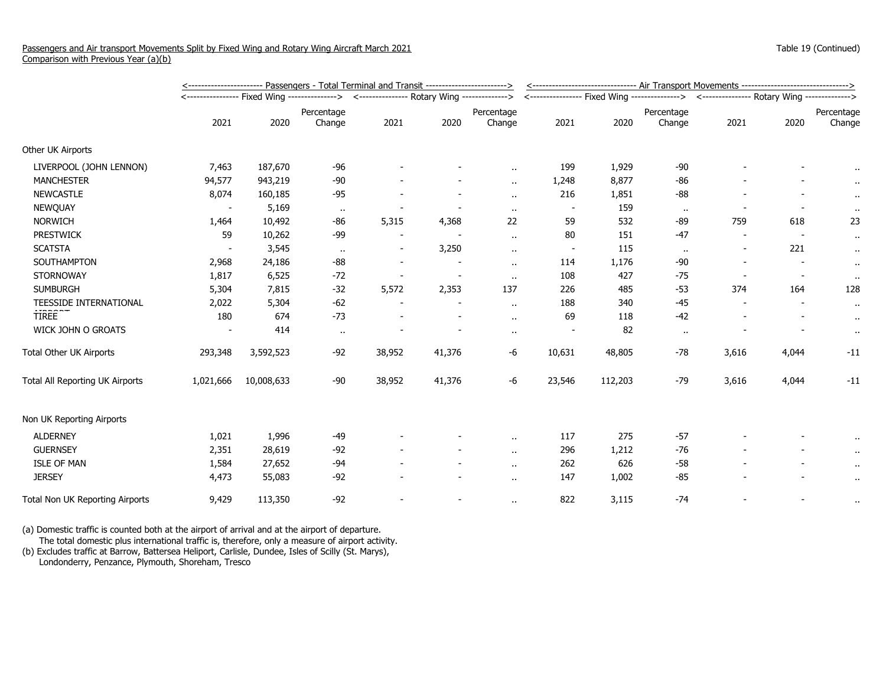Passengers and Air transport Movements Split by Fixed Wing and Rotary Wing Aircraft March 2021
Comparison with Previous Year (a)(b)

Table 19 (Continued)

| | Passengers - Total Terminal and Transit | | | | | | Air Transport Movements | | | | | |
|---|---|---|---|---|---|---|---|---|---|---|---|---|
| | Fixed Wing | | | Rotary Wing | | | Fixed Wing | | | Rotary Wing | | |
| | 2021 | 2020 | Percentage Change | 2021 | 2020 | Percentage Change | 2021 | 2020 | Percentage Change | 2021 | 2020 | Percentage Change |
| **Other UK Airports** | | | | | | | | | | | | |
| LIVERPOOL (JOHN LENNON) | 7,463 | 187,670 | -96 | - | - | .. | 199 | 1,929 | -90 | - | - | .. |
| MANCHESTER | 94,577 | 943,219 | -90 | - | - | .. | 1,248 | 8,877 | -86 | - | - | .. |
| NEWCASTLE | 8,074 | 160,185 | -95 | - | - | .. | 216 | 1,851 | -88 | - | - | .. |
| NEWQUAY | - | 5,169 | .. | - | - | .. | - | 159 | .. | - | - | .. |
| NORWICH | 1,464 | 10,492 | -86 | 5,315 | 4,368 | 22 | 59 | 532 | -89 | 759 | 618 | 23 |
| PRESTWICK | 59 | 10,262 | -99 | - | - | .. | 80 | 151 | -47 | - | - | .. |
| SCATSTA | - | 3,545 | .. | - | 3,250 | .. | - | 115 | .. | - | 221 | .. |
| SOUTHAMPTON | 2,968 | 24,186 | -88 | - | - | .. | 114 | 1,176 | -90 | - | - | .. |
| STORNOWAY | 1,817 | 6,525 | -72 | - | - | .. | 108 | 427 | -75 | - | - | .. |
| SUMBURGH | 5,304 | 7,815 | -32 | 5,572 | 2,353 | 137 | 226 | 485 | -53 | 374 | 164 | 128 |
| TEESSIDE INTERNATIONAL AIRPORT | 2,022 | 5,304 | -62 | - | - | .. | 188 | 340 | -45 | - | - | .. |
| TIREE | 180 | 674 | -73 | - | - | .. | 69 | 118 | -42 | - | - | .. |
| WICK JOHN O GROATS | - | 414 | .. | - | - | .. | - | 82 | .. | - | - | .. |
| Total Other UK Airports | 293,348 | 3,592,523 | -92 | 38,952 | 41,376 | -6 | 10,631 | 48,805 | -78 | 3,616 | 4,044 | -11 |
| Total All Reporting UK Airports | 1,021,666 | 10,008,633 | -90 | 38,952 | 41,376 | -6 | 23,546 | 112,203 | -79 | 3,616 | 4,044 | -11 |
| **Non UK Reporting Airports** | | | | | | | | | | | | |
| ALDERNEY | 1,021 | 1,996 | -49 | - | - | .. | 117 | 275 | -57 | - | - | .. |
| GUERNSEY | 2,351 | 28,619 | -92 | - | - | .. | 296 | 1,212 | -76 | - | - | .. |
| ISLE OF MAN | 1,584 | 27,652 | -94 | - | - | .. | 262 | 626 | -58 | - | - | .. |
| JERSEY | 4,473 | 55,083 | -92 | - | - | .. | 147 | 1,002 | -85 | - | - | .. |
| Total Non UK Reporting Airports | 9,429 | 113,350 | -92 | - | - | .. | 822 | 3,115 | -74 | - | - | .. |

(a) Domestic traffic is counted both at the airport of arrival and at the airport of departure.
The total domestic plus international traffic is, therefore, only a measure of airport activity.
(b) Excludes traffic at Barrow, Battersea Heliport, Carlisle, Dundee, Isles of Scilly (St. Marys), Londonderry, Penzance, Plymouth, Shoreham, Tresco